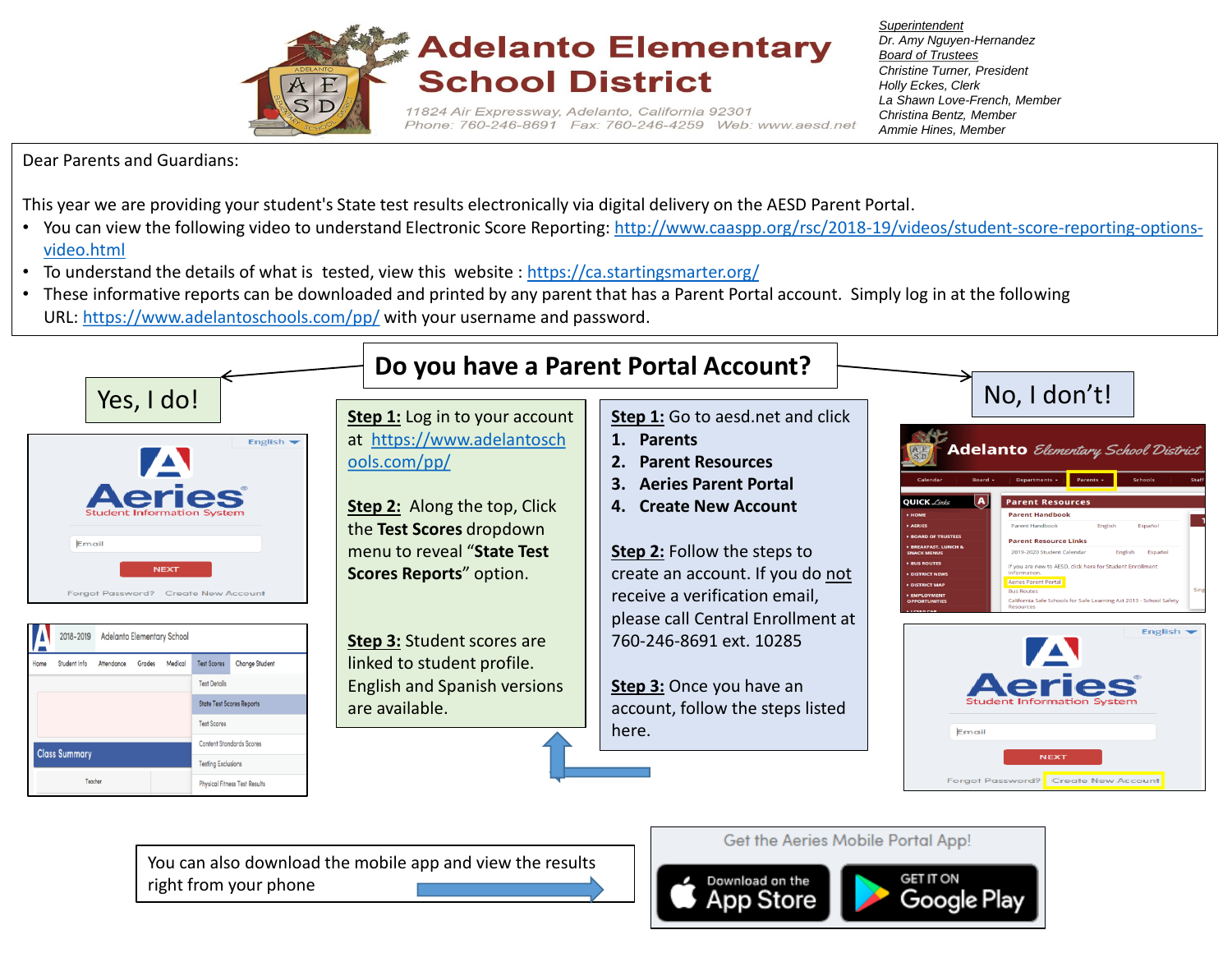# Adelanto Elementary School District

11824 Air Expressway, Adelanto, California 92301
Phone: 760-246-8691 Fax: 760-246-4259 Web: www.aesd.net

*Superintendent*
*Dr. Amy Nguyen-Hernandez*
*Board of Trustees*
*Christine Turner, President*
*Holly Eckes, Clerk*
*La Shawn Love-French, Member*
*Christina Bentz, Member*
*Ammie Hines, Member*

Dear Parents and Guardians:

This year we are providing your student's State test results electronically via digital delivery on the AESD Parent Portal.

- You can view the following video to understand Electronic Score Reporting: http://www.caaspp.org/rsc/2018-19/videos/student-score-reporting-options-video.html
- To understand the details of what is tested, view this website : https://ca.startingsmarter.org/
- These informative reports can be downloaded and printed by any parent that has a Parent Portal account. Simply log in at the following URL: https://www.adelantoschools.com/pp/ with your username and password.

## Do you have a Parent Portal Account?

### Yes, I do!

**Step 1:** Log in to your account at https://www.adelantoschools.com/pp/

**Step 2:** Along the top, Click the **Test Scores** dropdown menu to reveal "**State Test Scores Reports**" option.

**Step 3:** Student scores are linked to student profile. English and Spanish versions are available.

### No, I don't!

**Step 1:** Go to aesd.net and click

1. **Parents**
2. **Parent Resources**
3. **Aeries Parent Portal**
4. **Create New Account**

**Step 2:** Follow the steps to create an account. If you do not receive a verification email, please call Central Enrollment at 760-246-8691 ext. 10285

**Step 3:** Once you have an account, follow the steps listed here.

You can also download the mobile app and view the results right from your phone

Get the Aeries Mobile Portal App!

Download on the App Store | GET IT ON Google Play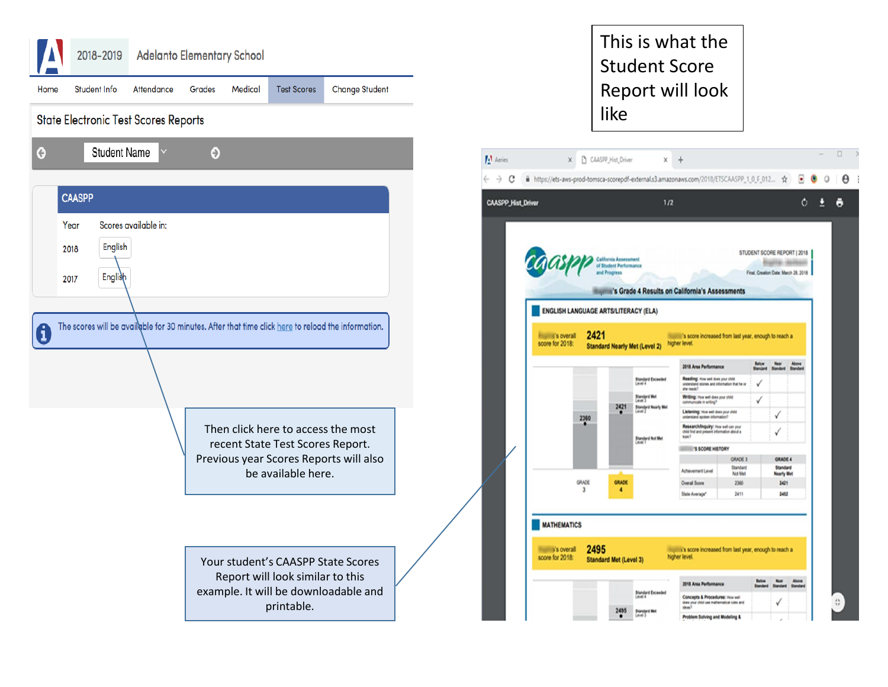2018-2019 Adelanto Elementary School

Home | Student Info | Attendance | Grades | Medical | Test Scores | Change Student

State Electronic Test Scores Reports

Student Name

CAASPP

Year | Scores available in:
2018 | English
2017 | English

The scores will be available for 30 minutes. After that time click here to reload the information.

This is what the Student Score Report will look like

Then click here to access the most recent State Test Scores Report. Previous year Scores Reports will also be available here.

Your student's CAASPP State Scores Report will look similar to this example. It will be downloadable and printable.